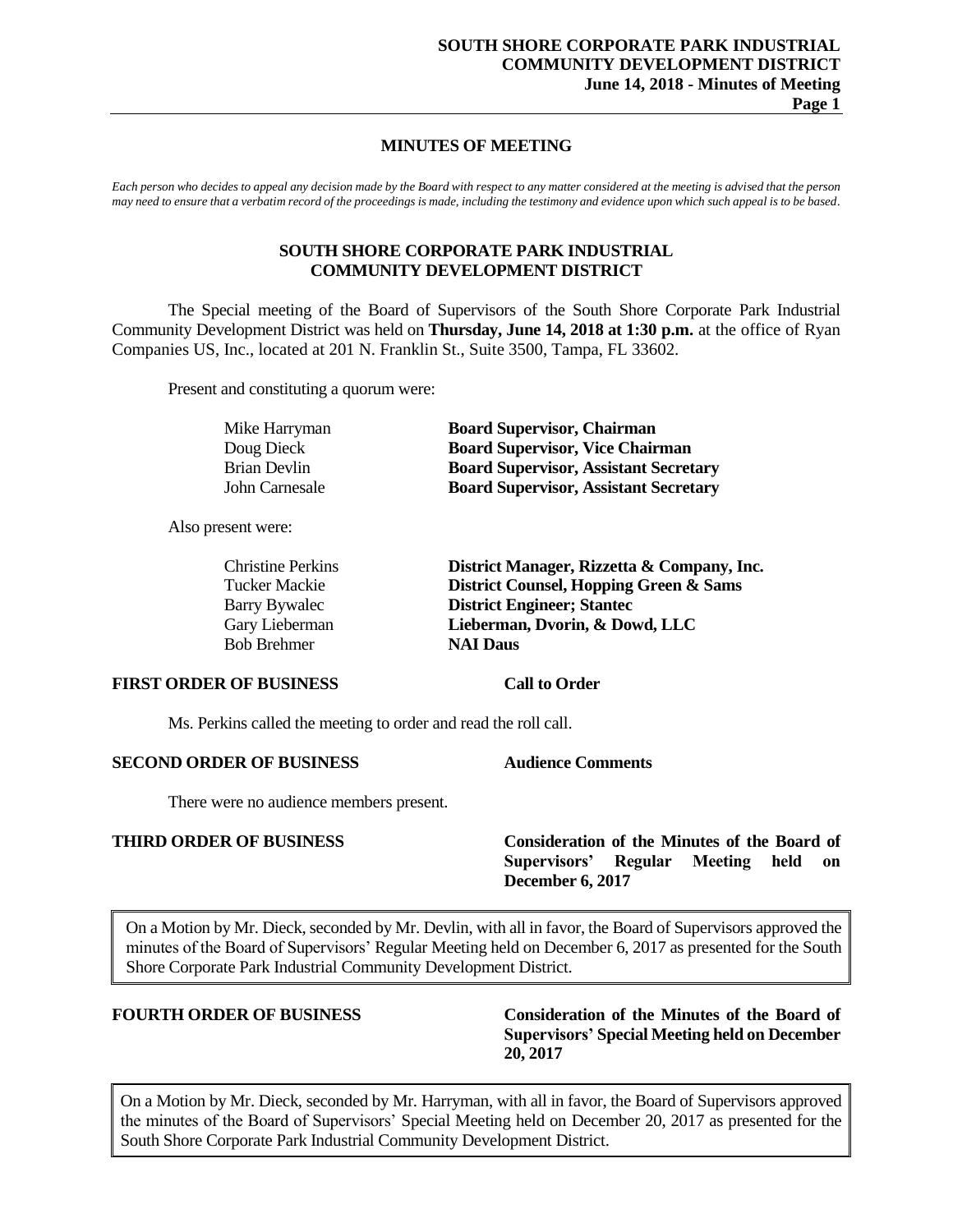# MINUTES OF MEETING

*Each person who decides to appeal any decision made by the Board with respect to any matter considered at the meeting is advised that the person may need to ensure that a verbatim record of the proceedings is made, including the testimony and evidence upon which such appeal is to be based.*

## SOUTH SHORE CORPORATE PARK INDUSTRIAL COMMUNITY DEVELOPMENT DISTRICT

The Special meeting of the Board of Supervisors of the South Shore Corporate Park Industrial Community Development District was held on **Thursday, June 14, 2018 at 1:30 p.m.** at the office of Ryan Companies US, Inc., located at 201 N. Franklin St., Suite 3500, Tampa, FL 33602.

Present and constituting a quorum were:

| | |
|---|---|
| Mike Harryman | **Board Supervisor, Chairman** |
| Doug Dieck | **Board Supervisor, Vice Chairman** |
| Brian Devlin | **Board Supervisor, Assistant Secretary** |
| John Carnesale | **Board Supervisor, Assistant Secretary** |

Also present were:

| | |
|---|---|
| Christine Perkins | **District Manager, Rizzetta & Company, Inc.** |
| Tucker Mackie | **District Counsel, Hopping Green & Sams** |
| Barry Bywalec | **District Engineer; Stantec** |
| Gary Lieberman | **Lieberman, Dvorin, & Dowd, LLC** |
| Bob Brehmer | **NAI Daus** |

**FIRST ORDER OF BUSINESS** **Call to Order**

Ms. Perkins called the meeting to order and read the roll call.

**SECOND ORDER OF BUSINESS** **Audience Comments**

There were no audience members present.

**THIRD ORDER OF BUSINESS** **Consideration of the Minutes of the Board of Supervisors' Regular Meeting held on December 6, 2017**

> On a Motion by Mr. Dieck, seconded by Mr. Devlin, with all in favor, the Board of Supervisors approved the minutes of the Board of Supervisors' Regular Meeting held on December 6, 2017 as presented for the South Shore Corporate Park Industrial Community Development District.

**FOURTH ORDER OF BUSINESS** **Consideration of the Minutes of the Board of Supervisors' Special Meeting held on December 20, 2017**

> On a Motion by Mr. Dieck, seconded by Mr. Harryman, with all in favor, the Board of Supervisors approved the minutes of the Board of Supervisors' Special Meeting held on December 20, 2017 as presented for the South Shore Corporate Park Industrial Community Development District.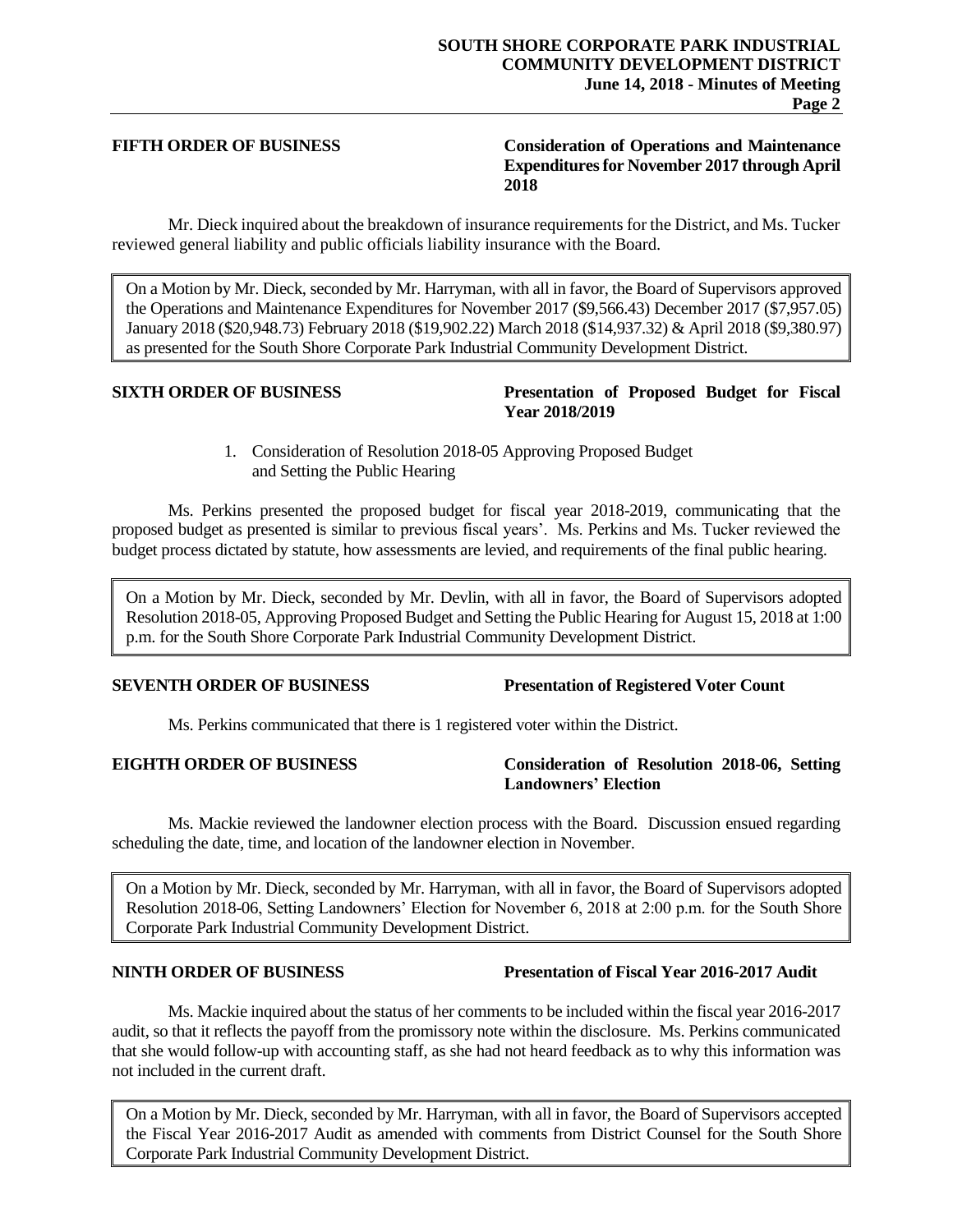**FIFTH ORDER OF BUSINESS** **Consideration of Operations and Maintenance Expenditures for November 2017 through April 2018**

Mr. Dieck inquired about the breakdown of insurance requirements for the District, and Ms. Tucker reviewed general liability and public officials liability insurance with the Board.

> On a Motion by Mr. Dieck, seconded by Mr. Harryman, with all in favor, the Board of Supervisors approved the Operations and Maintenance Expenditures for November 2017 ($9,566.43) December 2017 ($7,957.05) January 2018 ($20,948.73) February 2018 ($19,902.22) March 2018 ($14,937.32) & April 2018 ($9,380.97) as presented for the South Shore Corporate Park Industrial Community Development District.

**SIXTH ORDER OF BUSINESS** **Presentation of Proposed Budget for Fiscal Year 2018/2019**

1. Consideration of Resolution 2018-05 Approving Proposed Budget and Setting the Public Hearing

Ms. Perkins presented the proposed budget for fiscal year 2018-2019, communicating that the proposed budget as presented is similar to previous fiscal years'. Ms. Perkins and Ms. Tucker reviewed the budget process dictated by statute, how assessments are levied, and requirements of the final public hearing.

> On a Motion by Mr. Dieck, seconded by Mr. Devlin, with all in favor, the Board of Supervisors adopted Resolution 2018-05, Approving Proposed Budget and Setting the Public Hearing for August 15, 2018 at 1:00 p.m. for the South Shore Corporate Park Industrial Community Development District.

**SEVENTH ORDER OF BUSINESS** **Presentation of Registered Voter Count**

Ms. Perkins communicated that there is 1 registered voter within the District.

**EIGHTH ORDER OF BUSINESS** **Consideration of Resolution 2018-06, Setting Landowners' Election**

Ms. Mackie reviewed the landowner election process with the Board. Discussion ensued regarding scheduling the date, time, and location of the landowner election in November.

> On a Motion by Mr. Dieck, seconded by Mr. Harryman, with all in favor, the Board of Supervisors adopted Resolution 2018-06, Setting Landowners' Election for November 6, 2018 at 2:00 p.m. for the South Shore Corporate Park Industrial Community Development District.

**NINTH ORDER OF BUSINESS** **Presentation of Fiscal Year 2016-2017 Audit**

Ms. Mackie inquired about the status of her comments to be included within the fiscal year 2016-2017 audit, so that it reflects the payoff from the promissory note within the disclosure. Ms. Perkins communicated that she would follow-up with accounting staff, as she had not heard feedback as to why this information was not included in the current draft.

> On a Motion by Mr. Dieck, seconded by Mr. Harryman, with all in favor, the Board of Supervisors accepted the Fiscal Year 2016-2017 Audit as amended with comments from District Counsel for the South Shore Corporate Park Industrial Community Development District.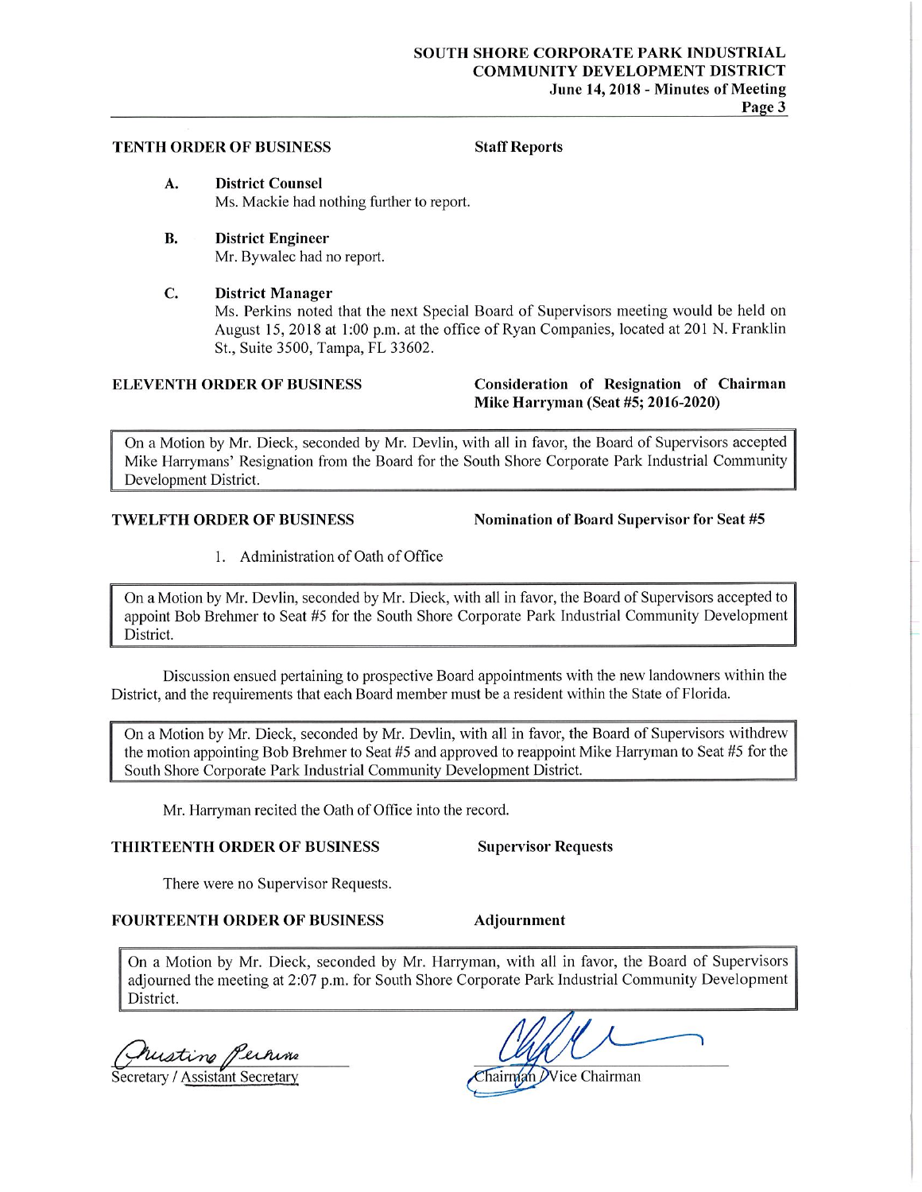**TENTH ORDER OF BUSINESS** **Staff Reports**

**A. District Counsel**
Ms. Mackie had nothing further to report.

**B. District Engineer**
Mr. Bywalec had no report.

**C. District Manager**
Ms. Perkins noted that the next Special Board of Supervisors meeting would be held on August 15, 2018 at 1:00 p.m. at the office of Ryan Companies, located at 201 N. Franklin St., Suite 3500, Tampa, FL 33602.

**ELEVENTH ORDER OF BUSINESS** **Consideration of Resignation of Chairman Mike Harryman (Seat #5; 2016-2020)**

On a Motion by Mr. Dieck, seconded by Mr. Devlin, with all in favor, the Board of Supervisors accepted Mike Harrymans' Resignation from the Board for the South Shore Corporate Park Industrial Community Development District.

**TWELFTH ORDER OF BUSINESS** **Nomination of Board Supervisor for Seat #5**

1. Administration of Oath of Office

On a Motion by Mr. Devlin, seconded by Mr. Dieck, with all in favor, the Board of Supervisors accepted to appoint Bob Brehmer to Seat #5 for the South Shore Corporate Park Industrial Community Development District.

Discussion ensued pertaining to prospective Board appointments with the new landowners within the District, and the requirements that each Board member must be a resident within the State of Florida.

On a Motion by Mr. Dieck, seconded by Mr. Devlin, with all in favor, the Board of Supervisors withdrew the motion appointing Bob Brehmer to Seat #5 and approved to reappoint Mike Harryman to Seat #5 for the South Shore Corporate Park Industrial Community Development District.

Mr. Harryman recited the Oath of Office into the record.

**THIRTEENTH ORDER OF BUSINESS** **Supervisor Requests**

There were no Supervisor Requests.

**FOURTEENTH ORDER OF BUSINESS** **Adjournment**

On a Motion by Mr. Dieck, seconded by Mr. Harryman, with all in favor, the Board of Supervisors adjourned the meeting at 2:07 p.m. for South Shore Corporate Park Industrial Community Development District.

Christina Perkins
Secretary / Assistant Secretary

Chairman / Vice Chairman